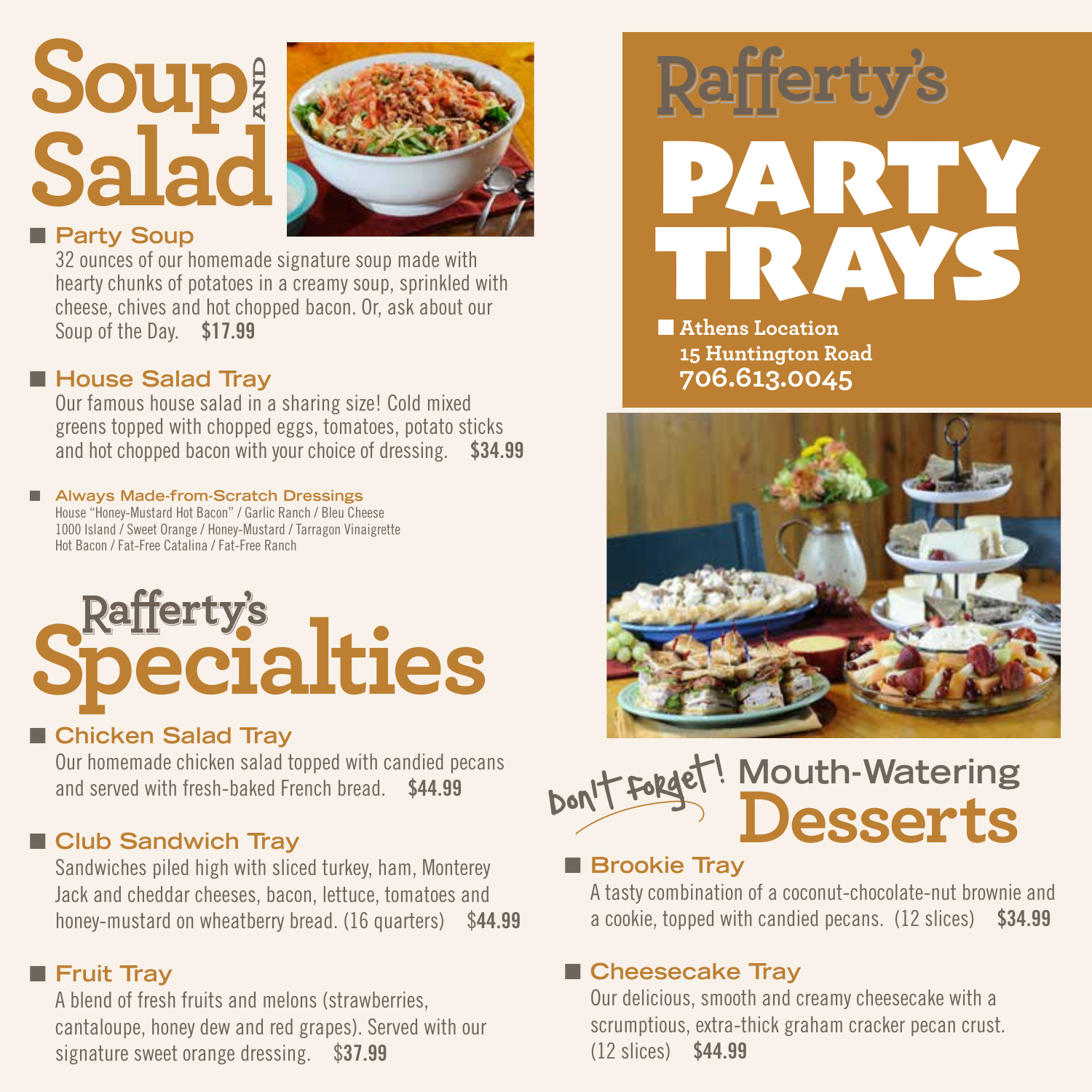# Soup and Salad

### Party Soup

32 ounces of our homemade signature soup made with hearty chunks of potatoes in a creamy soup, sprinkled with cheese, chives and hot chopped bacon. Or, ask about our Soup of the Day. **$17.99**

### House Salad Tray

Our famous house salad in a sharing size! Cold mixed greens topped with chopped eggs, tomatoes, potato sticks and hot chopped bacon with your choice of dressing. **$34.99**

#### Always Made-from-Scratch Dressings

House "Honey-Mustard Hot Bacon" / Garlic Ranch / Bleu Cheese
1000 Island / Sweet Orange / Honey-Mustard / Tarragon Vinaigrette
Hot Bacon / Fat-Free Catalina / Fat-Free Ranch

# Rafferty's Specialties

### Chicken Salad Tray

Our homemade chicken salad topped with candied pecans and served with fresh-baked French bread. **$44.99**

### Club Sandwich Tray

Sandwiches piled high with sliced turkey, ham, Monterey Jack and cheddar cheeses, bacon, lettuce, tomatoes and honey-mustard on wheatberry bread. (16 quarters) $**44.99**

### Fruit Tray

A blend of fresh fruits and melons (strawberries, cantaloupe, honey dew and red grapes). Served with our signature sweet orange dressing. $**37.99**

# Rafferty's PARTY TRAYS

**Athens Location**
**15 Huntington Road**
**706.613.0045**

# Don't Forget! Mouth-Watering Desserts

### Brookie Tray

A tasty combination of a coconut-chocolate-nut brownie and a cookie, topped with candied pecans. (12 slices) **$34.99**

### Cheesecake Tray

Our delicious, smooth and creamy cheesecake with a scrumptious, extra-thick graham cracker pecan crust. (12 slices) **$44.99**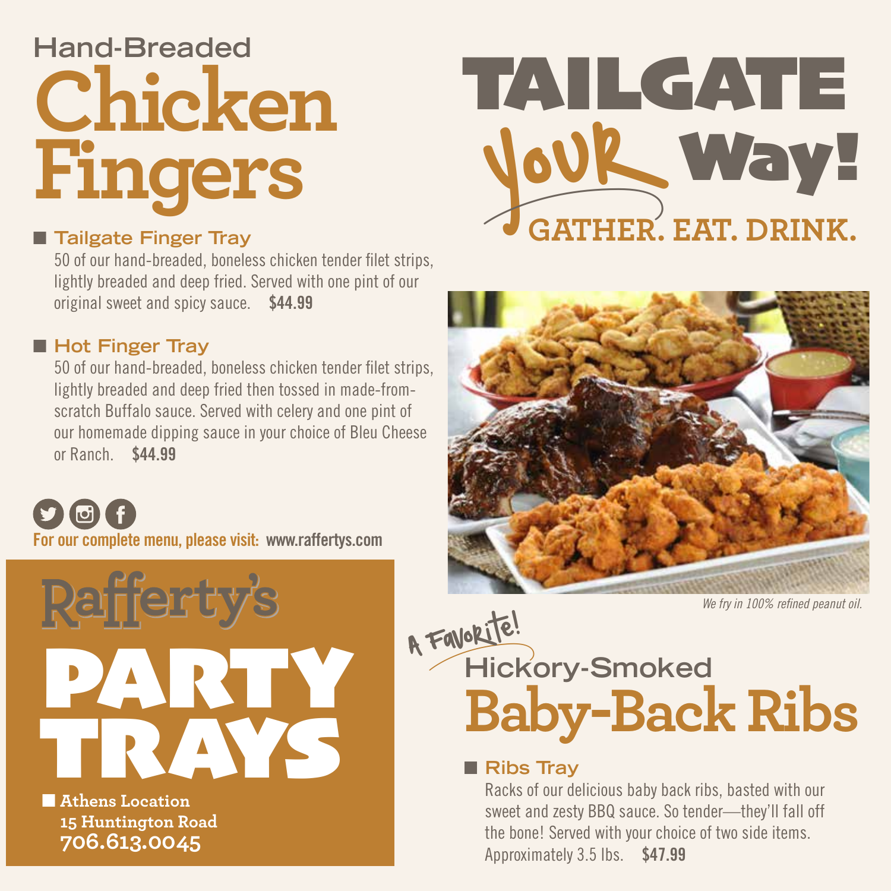# Hand-Breaded Chicken Fingers

### Tailgate Finger Tray

50 of our hand-breaded, boneless chicken tender filet strips, lightly breaded and deep fried. Served with one pint of our original sweet and spicy sauce. **$44.99**

### Hot Finger Tray

50 of our hand-breaded, boneless chicken tender filet strips, lightly breaded and deep fried then tossed in made-from-scratch Buffalo sauce. Served with celery and one pint of our homemade dipping sauce in your choice of Bleu Cheese or Ranch. **$44.99**

For our complete menu, please visit: **www.raffertys.com**

# Rafferty's PARTY TRAYS

**Athens Location**
**15 Huntington Road**
**706.613.0045**

# TAILGATE Your Way!

GATHER. EAT. DRINK.

*We fry in 100% refined peanut oil.*

A Favorite!

# Hickory-Smoked Baby-Back Ribs

### Ribs Tray

Racks of our delicious baby back ribs, basted with our sweet and zesty BBQ sauce. So tender—they'll fall off the bone! Served with your choice of two side items. Approximately 3.5 lbs. **$47.99**